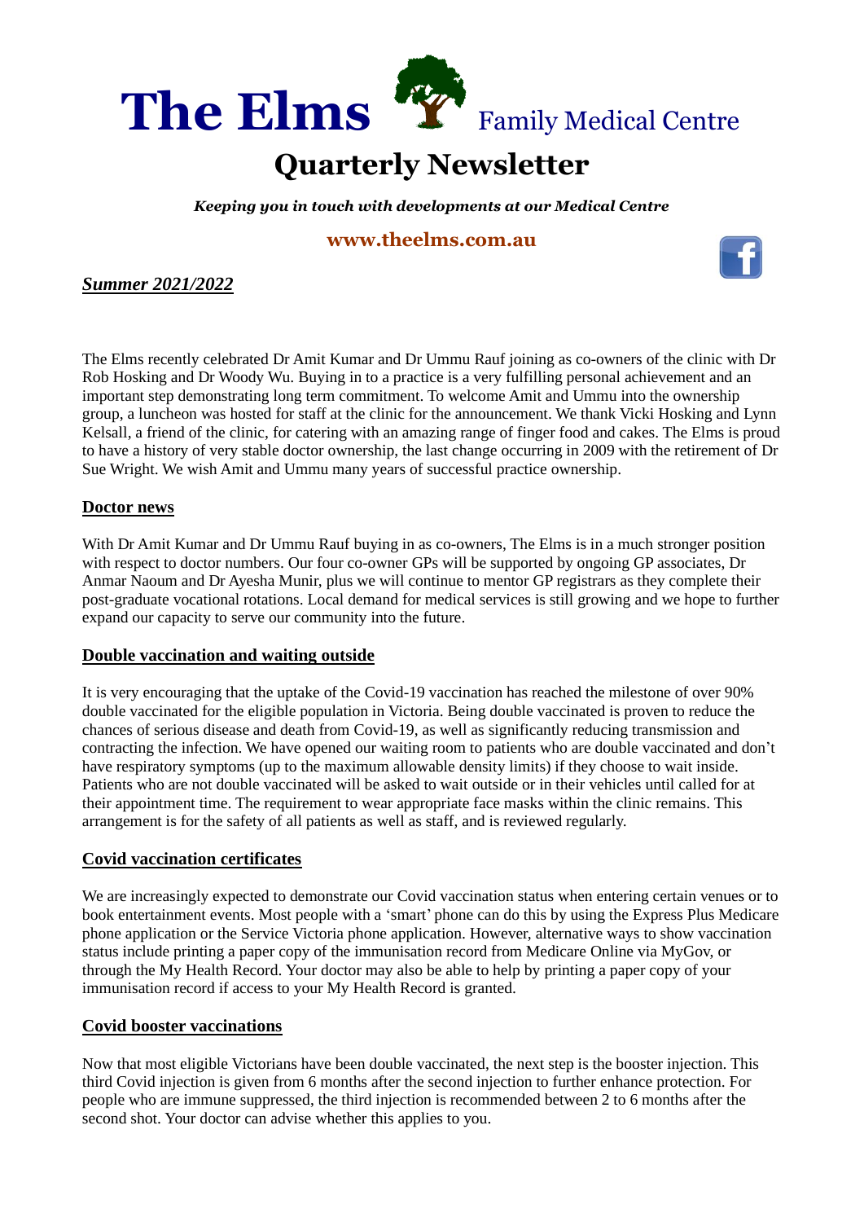# The Elms Family Medical Centre

# Quarterly Newsletter

***Keeping you in touch with developments at our Medical Centre***

**www.theelms.com.au**

***Summer 2021/2022***

The Elms recently celebrated Dr Amit Kumar and Dr Ummu Rauf joining as co-owners of the clinic with Dr Rob Hosking and Dr Woody Wu. Buying in to a practice is a very fulfilling personal achievement and an important step demonstrating long term commitment. To welcome Amit and Ummu into the ownership group, a luncheon was hosted for staff at the clinic for the announcement. We thank Vicki Hosking and Lynn Kelsall, a friend of the clinic, for catering with an amazing range of finger food and cakes. The Elms is proud to have a history of very stable doctor ownership, the last change occurring in 2009 with the retirement of Dr Sue Wright. We wish Amit and Ummu many years of successful practice ownership.

## Doctor news

With Dr Amit Kumar and Dr Ummu Rauf buying in as co-owners, The Elms is in a much stronger position with respect to doctor numbers. Our four co-owner GPs will be supported by ongoing GP associates, Dr Anmar Naoum and Dr Ayesha Munir, plus we will continue to mentor GP registrars as they complete their post-graduate vocational rotations. Local demand for medical services is still growing and we hope to further expand our capacity to serve our community into the future.

## Double vaccination and waiting outside

It is very encouraging that the uptake of the Covid-19 vaccination has reached the milestone of over 90% double vaccinated for the eligible population in Victoria. Being double vaccinated is proven to reduce the chances of serious disease and death from Covid-19, as well as significantly reducing transmission and contracting the infection. We have opened our waiting room to patients who are double vaccinated and don't have respiratory symptoms (up to the maximum allowable density limits) if they choose to wait inside. Patients who are not double vaccinated will be asked to wait outside or in their vehicles until called for at their appointment time. The requirement to wear appropriate face masks within the clinic remains. This arrangement is for the safety of all patients as well as staff, and is reviewed regularly.

## Covid vaccination certificates

We are increasingly expected to demonstrate our Covid vaccination status when entering certain venues or to book entertainment events. Most people with a 'smart' phone can do this by using the Express Plus Medicare phone application or the Service Victoria phone application. However, alternative ways to show vaccination status include printing a paper copy of the immunisation record from Medicare Online via MyGov, or through the My Health Record. Your doctor may also be able to help by printing a paper copy of your immunisation record if access to your My Health Record is granted.

## Covid booster vaccinations

Now that most eligible Victorians have been double vaccinated, the next step is the booster injection. This third Covid injection is given from 6 months after the second injection to further enhance protection. For people who are immune suppressed, the third injection is recommended between 2 to 6 months after the second shot. Your doctor can advise whether this applies to you.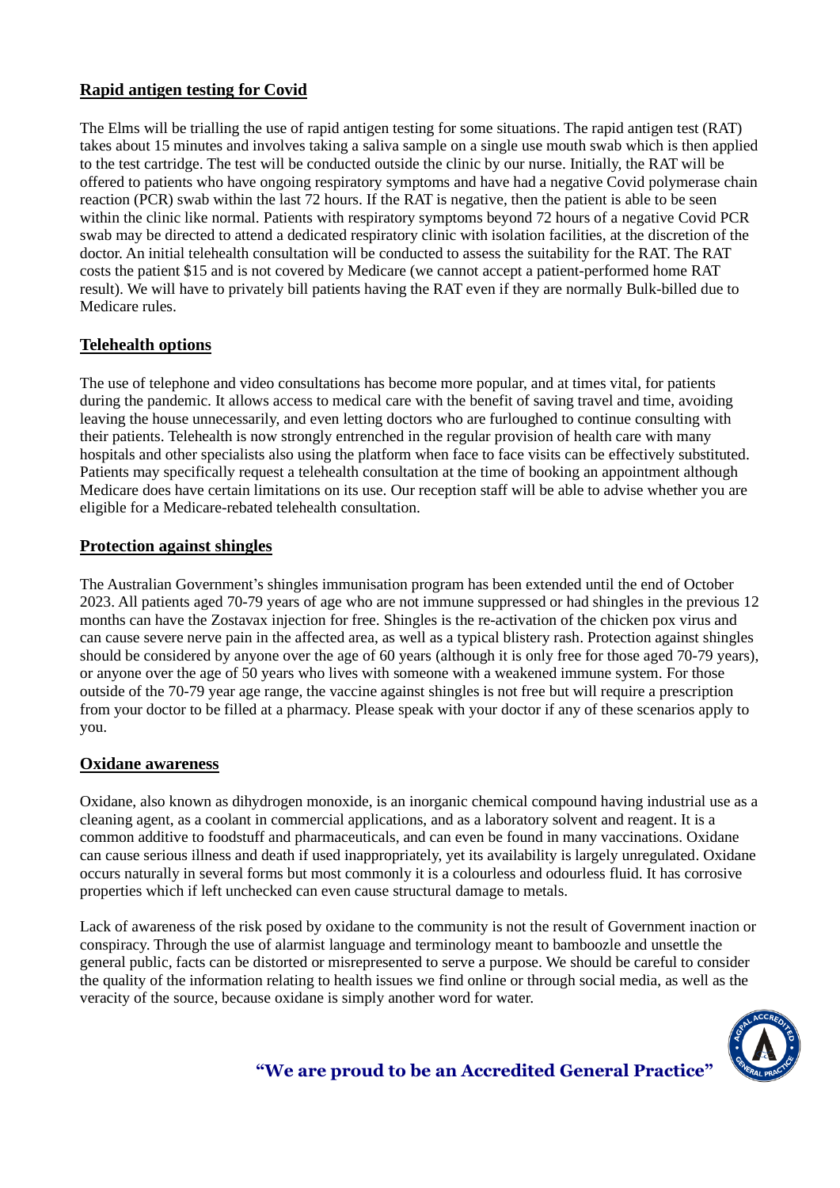## Rapid antigen testing for Covid

The Elms will be trialling the use of rapid antigen testing for some situations. The rapid antigen test (RAT) takes about 15 minutes and involves taking a saliva sample on a single use mouth swab which is then applied to the test cartridge. The test will be conducted outside the clinic by our nurse. Initially, the RAT will be offered to patients who have ongoing respiratory symptoms and have had a negative Covid polymerase chain reaction (PCR) swab within the last 72 hours. If the RAT is negative, then the patient is able to be seen within the clinic like normal. Patients with respiratory symptoms beyond 72 hours of a negative Covid PCR swab may be directed to attend a dedicated respiratory clinic with isolation facilities, at the discretion of the doctor. An initial telehealth consultation will be conducted to assess the suitability for the RAT. The RAT costs the patient $15 and is not covered by Medicare (we cannot accept a patient-performed home RAT result). We will have to privately bill patients having the RAT even if they are normally Bulk-billed due to Medicare rules.

## Telehealth options

The use of telephone and video consultations has become more popular, and at times vital, for patients during the pandemic. It allows access to medical care with the benefit of saving travel and time, avoiding leaving the house unnecessarily, and even letting doctors who are furloughed to continue consulting with their patients. Telehealth is now strongly entrenched in the regular provision of health care with many hospitals and other specialists also using the platform when face to face visits can be effectively substituted. Patients may specifically request a telehealth consultation at the time of booking an appointment although Medicare does have certain limitations on its use. Our reception staff will be able to advise whether you are eligible for a Medicare-rebated telehealth consultation.

## Protection against shingles

The Australian Government's shingles immunisation program has been extended until the end of October 2023. All patients aged 70-79 years of age who are not immune suppressed or had shingles in the previous 12 months can have the Zostavax injection for free. Shingles is the re-activation of the chicken pox virus and can cause severe nerve pain in the affected area, as well as a typical blistery rash. Protection against shingles should be considered by anyone over the age of 60 years (although it is only free for those aged 70-79 years), or anyone over the age of 50 years who lives with someone with a weakened immune system. For those outside of the 70-79 year age range, the vaccine against shingles is not free but will require a prescription from your doctor to be filled at a pharmacy. Please speak with your doctor if any of these scenarios apply to you.

## Oxidane awareness

Oxidane, also known as dihydrogen monoxide, is an inorganic chemical compound having industrial use as a cleaning agent, as a coolant in commercial applications, and as a laboratory solvent and reagent. It is a common additive to foodstuff and pharmaceuticals, and can even be found in many vaccinations. Oxidane can cause serious illness and death if used inappropriately, yet its availability is largely unregulated. Oxidane occurs naturally in several forms but most commonly it is a colourless and odourless fluid. It has corrosive properties which if left unchecked can even cause structural damage to metals.

Lack of awareness of the risk posed by oxidane to the community is not the result of Government inaction or conspiracy. Through the use of alarmist language and terminology meant to bamboozle and unsettle the general public, facts can be distorted or misrepresented to serve a purpose. We should be careful to consider the quality of the information relating to health issues we find online or through social media, as well as the veracity of the source, because oxidane is simply another word for water.

**"We are proud to be an Accredited General Practice"**